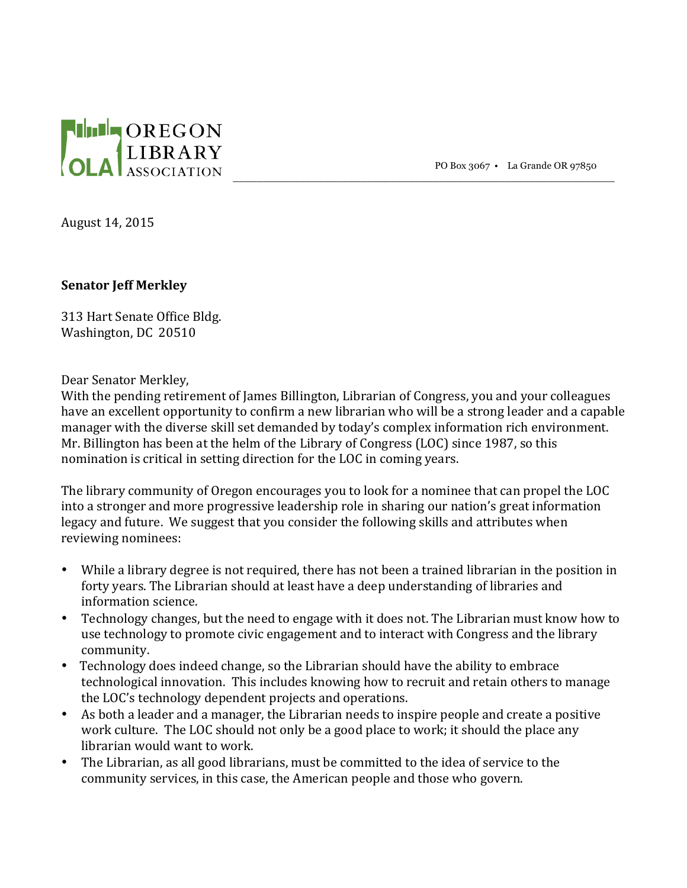OREGON LIBRARY ASSOCIATION

PO Box 3067 • La Grande OR 97850

August 14, 2015

**Senator Jeff Merkley**

313 Hart Senate Office Bldg.
Washington, DC 20510

Dear Senator Merkley,

With the pending retirement of James Billington, Librarian of Congress, you and your colleagues have an excellent opportunity to confirm a new librarian who will be a strong leader and a capable manager with the diverse skill set demanded by today's complex information rich environment. Mr. Billington has been at the helm of the Library of Congress (LOC) since 1987, so this nomination is critical in setting direction for the LOC in coming years.

The library community of Oregon encourages you to look for a nominee that can propel the LOC into a stronger and more progressive leadership role in sharing our nation's great information legacy and future. We suggest that you consider the following skills and attributes when reviewing nominees:

- While a library degree is not required, there has not been a trained librarian in the position in forty years. The Librarian should at least have a deep understanding of libraries and information science.
- Technology changes, but the need to engage with it does not. The Librarian must know how to use technology to promote civic engagement and to interact with Congress and the library community.
- Technology does indeed change, so the Librarian should have the ability to embrace technological innovation. This includes knowing how to recruit and retain others to manage the LOC's technology dependent projects and operations.
- As both a leader and a manager, the Librarian needs to inspire people and create a positive work culture. The LOC should not only be a good place to work; it should the place any librarian would want to work.
- The Librarian, as all good librarians, must be committed to the idea of service to the community services, in this case, the American people and those who govern.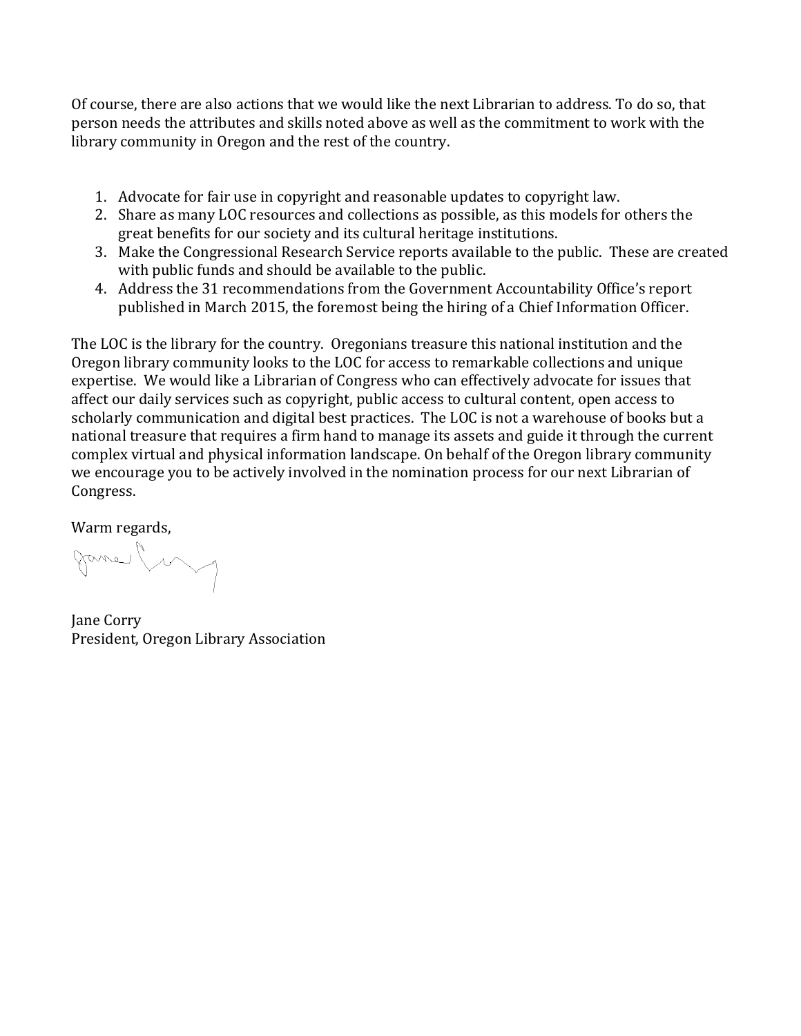Of course, there are also actions that we would like the next Librarian to address. To do so, that person needs the attributes and skills noted above as well as the commitment to work with the library community in Oregon and the rest of the country.

1. Advocate for fair use in copyright and reasonable updates to copyright law.
2. Share as many LOC resources and collections as possible, as this models for others the great benefits for our society and its cultural heritage institutions.
3. Make the Congressional Research Service reports available to the public. These are created with public funds and should be available to the public.
4. Address the 31 recommendations from the Government Accountability Office's report published in March 2015, the foremost being the hiring of a Chief Information Officer.

The LOC is the library for the country. Oregonians treasure this national institution and the Oregon library community looks to the LOC for access to remarkable collections and unique expertise. We would like a Librarian of Congress who can effectively advocate for issues that affect our daily services such as copyright, public access to cultural content, open access to scholarly communication and digital best practices. The LOC is not a warehouse of books but a national treasure that requires a firm hand to manage its assets and guide it through the current complex virtual and physical information landscape. On behalf of the Oregon library community we encourage you to be actively involved in the nomination process for our next Librarian of Congress.

Warm regards,

Jane Corry
President, Oregon Library Association